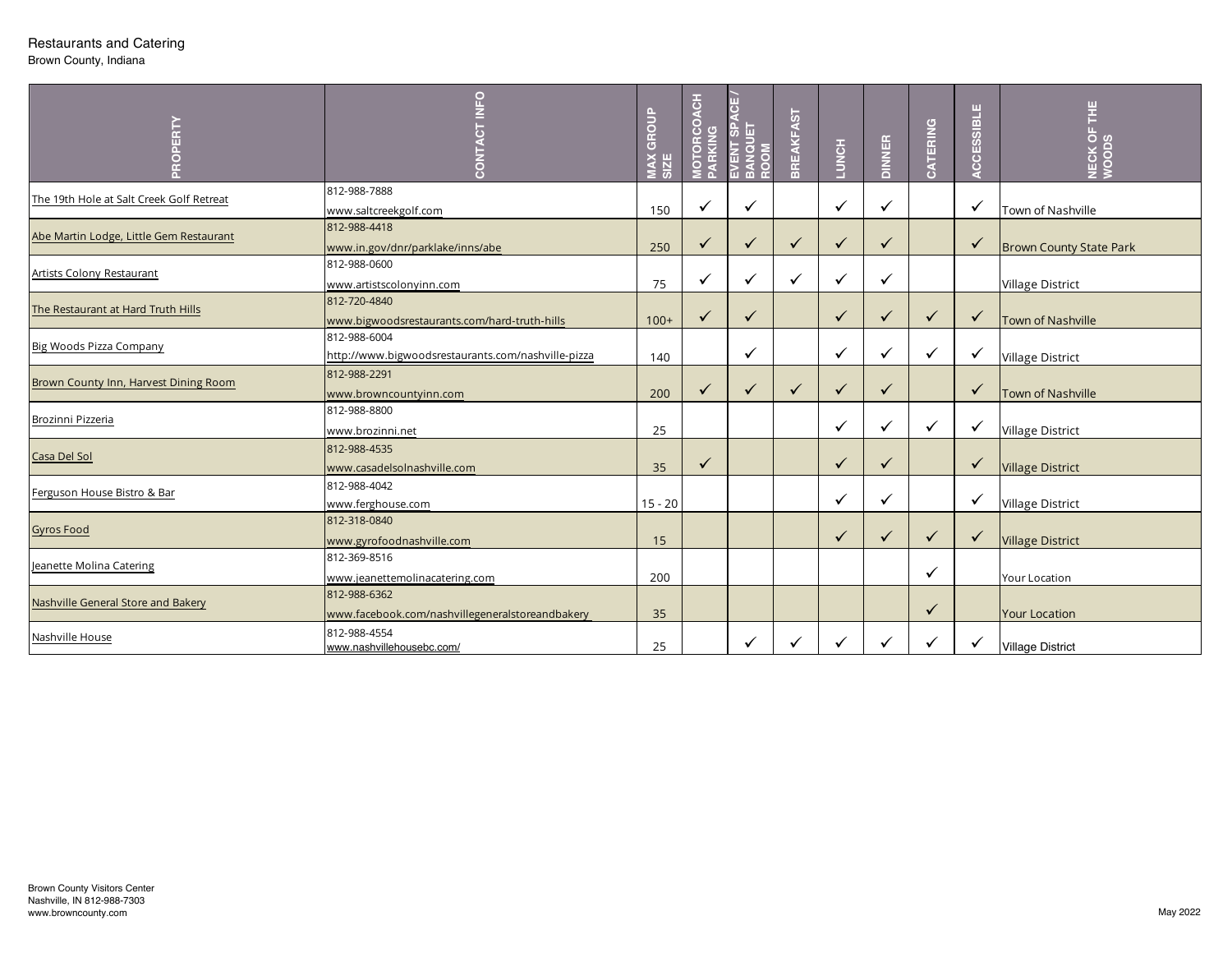Restaurants and Catering

Brown County, Indiana

| PROPERTY | CONTACT INFO | MAX GROUP SIZE | MOTORCOACH PARKING | EVENT SPACE / BANQUET ROOM | BREAKFAST | LUNCH | DINNER | CATERING | ACCESSIBLE | NECK OF THE WOODS |
|---|---|---|---|---|---|---|---|---|---|---|
| The 19th Hole at Salt Creek Golf Retreat | 812-988-7888<br>www.saltcreekgolf.com | 150 | ✓ | ✓ | | ✓ | ✓ | | ✓ | Town of Nashville |
| Abe Martin Lodge, Little Gem Restaurant | 812-988-4418<br>www.in.gov/dnr/parklake/inns/abe | 250 | ✓ | ✓ | ✓ | ✓ | ✓ | | ✓ | Brown County State Park |
| Artists Colony Restaurant | 812-988-0600<br>www.artistscolonyinn.com | 75 | ✓ | ✓ | ✓ | ✓ | ✓ | | | Village District |
| The Restaurant at Hard Truth Hills | 812-720-4840<br>www.bigwoodsrestaurants.com/hard-truth-hills | 100+ | ✓ | ✓ | | ✓ | ✓ | ✓ | ✓ | Town of Nashville |
| Big Woods Pizza Company | 812-988-6004<br>http://www.bigwoodsrestaurants.com/nashville-pizza | 140 | | ✓ | | ✓ | ✓ | ✓ | ✓ | Village District |
| Brown County Inn, Harvest Dining Room | 812-988-2291<br>www.browncountyinn.com | 200 | ✓ | ✓ | ✓ | ✓ | ✓ | | ✓ | Town of Nashville |
| Brozinni Pizzeria | 812-988-8800<br>www.brozinni.net | 25 | | | | ✓ | ✓ | ✓ | ✓ | Village District |
| Casa Del Sol | 812-988-4535<br>www.casadelsolnashville.com | 35 | ✓ | | | ✓ | ✓ | | ✓ | Village District |
| Ferguson House Bistro & Bar | 812-988-4042<br>www.ferghouse.com | 15 - 20 | | | | ✓ | ✓ | | ✓ | Village District |
| Gyros Food | 812-318-0840<br>www.gyrofoodnashville.com | 15 | | | | ✓ | ✓ | ✓ | ✓ | Village District |
| Jeanette Molina Catering | 812-369-8516<br>www.jeanettemolinacatering.com | 200 | | | | | | ✓ | | Your Location |
| Nashville General Store and Bakery | 812-988-6362<br>www.facebook.com/nashvillegeneralstoreandbakery | 35 | | | | | | ✓ | | Your Location |
| Nashville House | 812-988-4554<br>www.nashvillehousebc.com/ | 25 | | ✓ | ✓ | ✓ | ✓ | ✓ | ✓ | Village District |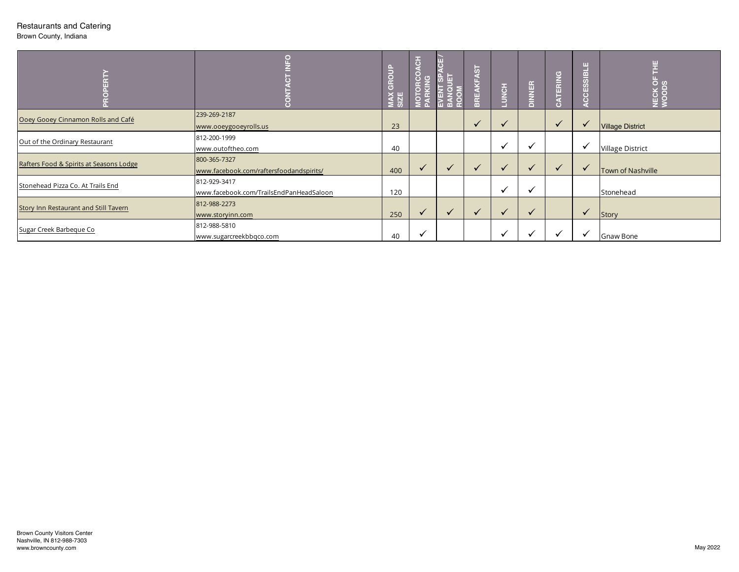Restaurants and Catering
Brown County, Indiana

| PROPERTY | CONTACT INFO | MAX GROUP SIZE | MOTORCOACH PARKING | EVENT SPACE / BANQUET ROOM | BREAKFAST | LUNCH | DINNER | CATERING | ACCESSIBLE | NECK OF THE WOODS |
|---|---|---|---|---|---|---|---|---|---|---|
| Ooey Gooey Cinnamon Rolls and Café | 239-269-2187<br>www.ooeygooeyrolls.us | 23 | | | ✓ | ✓ | | ✓ | ✓ | Village District |
| Out of the Ordinary Restaurant | 812-200-1999<br>www.outoftheo.com | 40 | | | | ✓ | ✓ | | ✓ | Village District |
| Rafters Food & Spirits at Seasons Lodge | 800-365-7327<br>www.facebook.com/raftersfoodandspirits/ | 400 | ✓ | ✓ | ✓ | ✓ | ✓ | ✓ | ✓ | Town of Nashville |
| Stonehead Pizza Co. At Trails End | 812-929-3417<br>www.facebook.com/TrailsEndPanHeadSaloon | 120 | | | | ✓ | ✓ | | | Stonehead |
| Story Inn Restaurant and Still Tavern | 812-988-2273<br>www.storyinn.com | 250 | ✓ | ✓ | ✓ | ✓ | ✓ | | ✓ | Story |
| Sugar Creek Barbeque Co | 812-988-5810<br>www.sugarcreekbbqco.com | 40 | ✓ | | | ✓ | ✓ | ✓ | ✓ | Gnaw Bone |